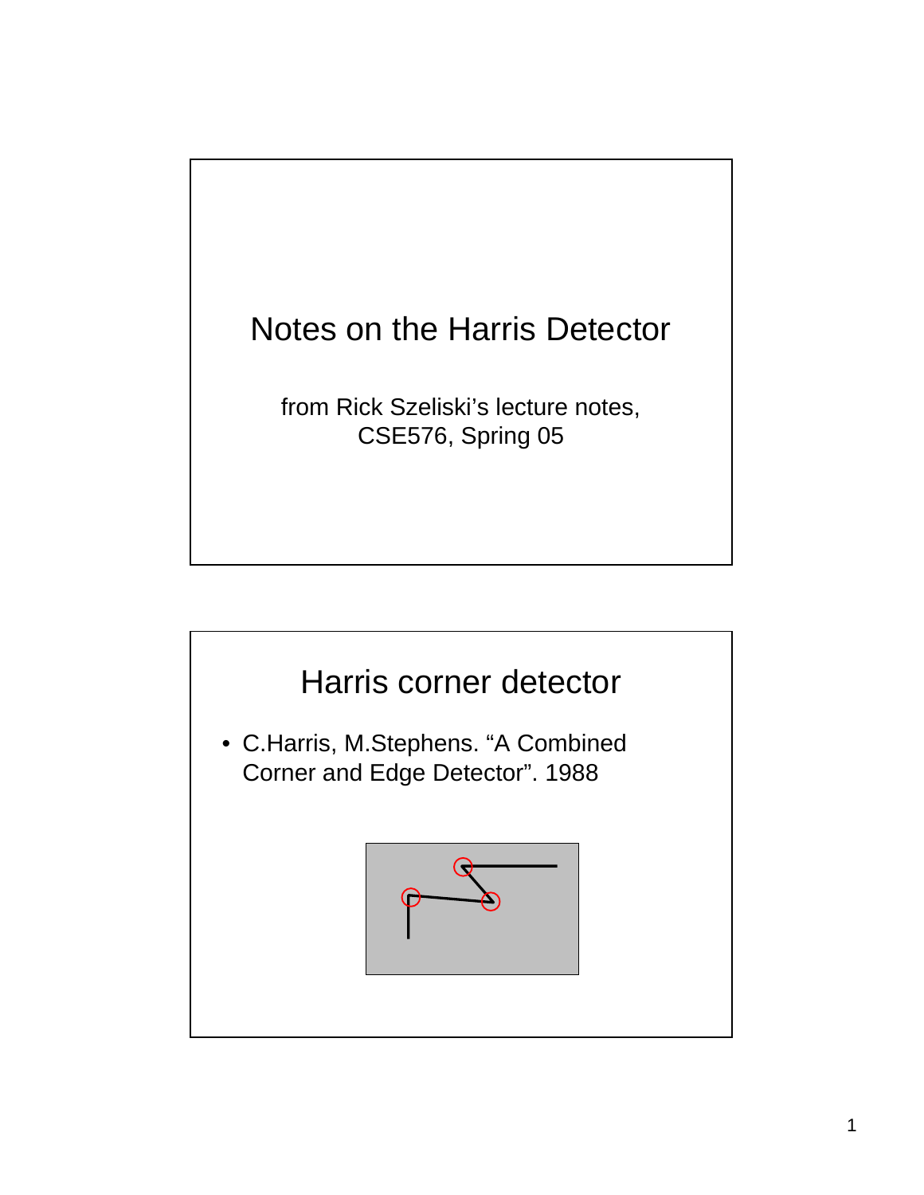# Notes on the Harris Detector

from Rick Szeliski's lecture notes, CSE576, Spring 05

## Harris corner detector

- C.Harris, M.Stephens. "A Combined Corner and Edge Detector". 1988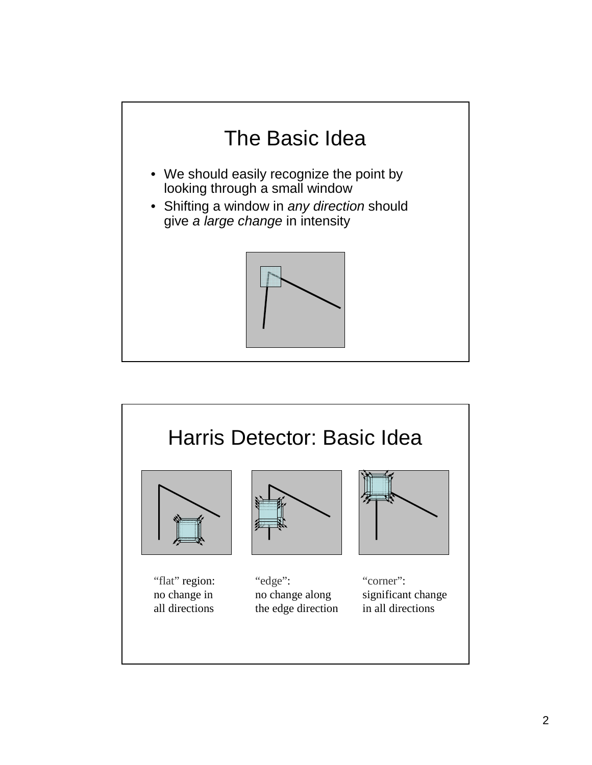## The Basic Idea

- We should easily recognize the point by looking through a small window
- Shifting a window in *any direction* should give *a large change* in intensity

## Harris Detector: Basic Idea

"flat" region: no change in all directions

"edge": no change along the edge direction

"corner": significant change in all directions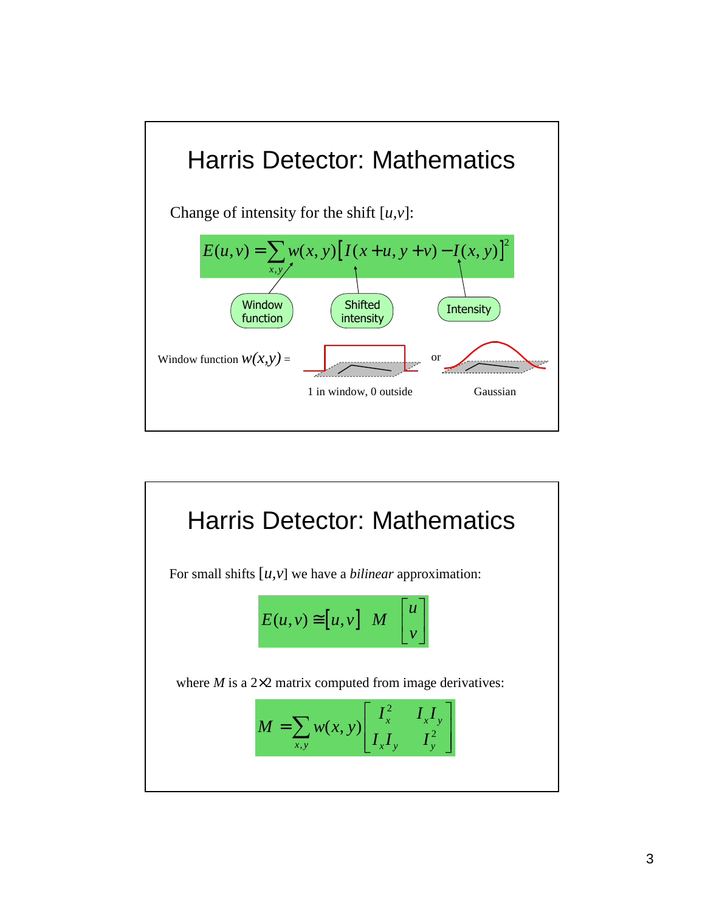# Harris Detector: Mathematics

Change of intensity for the shift $[u,v]$:

$$E(u,v) = \sum_{x,y} w(x,y) \left[ I(x+u, y+v) - I(x,y) \right]^2$$

Window function — Shifted intensity — Intensity

Window function $w(x,y)$ = 1 in window, 0 outside or Gaussian

# Harris Detector: Mathematics

For small shifts $[u,v]$ we have a *bilinear* approximation:

$$E(u,v) \cong [u,v] \; M \begin{bmatrix} u \\ v \end{bmatrix}$$

where $M$ is a 2×2 matrix computed from image derivatives:

$$M = \sum_{x,y} w(x,y) \begin{bmatrix} I_x^2 & I_x I_y \\ I_x I_y & I_y^2 \end{bmatrix}$$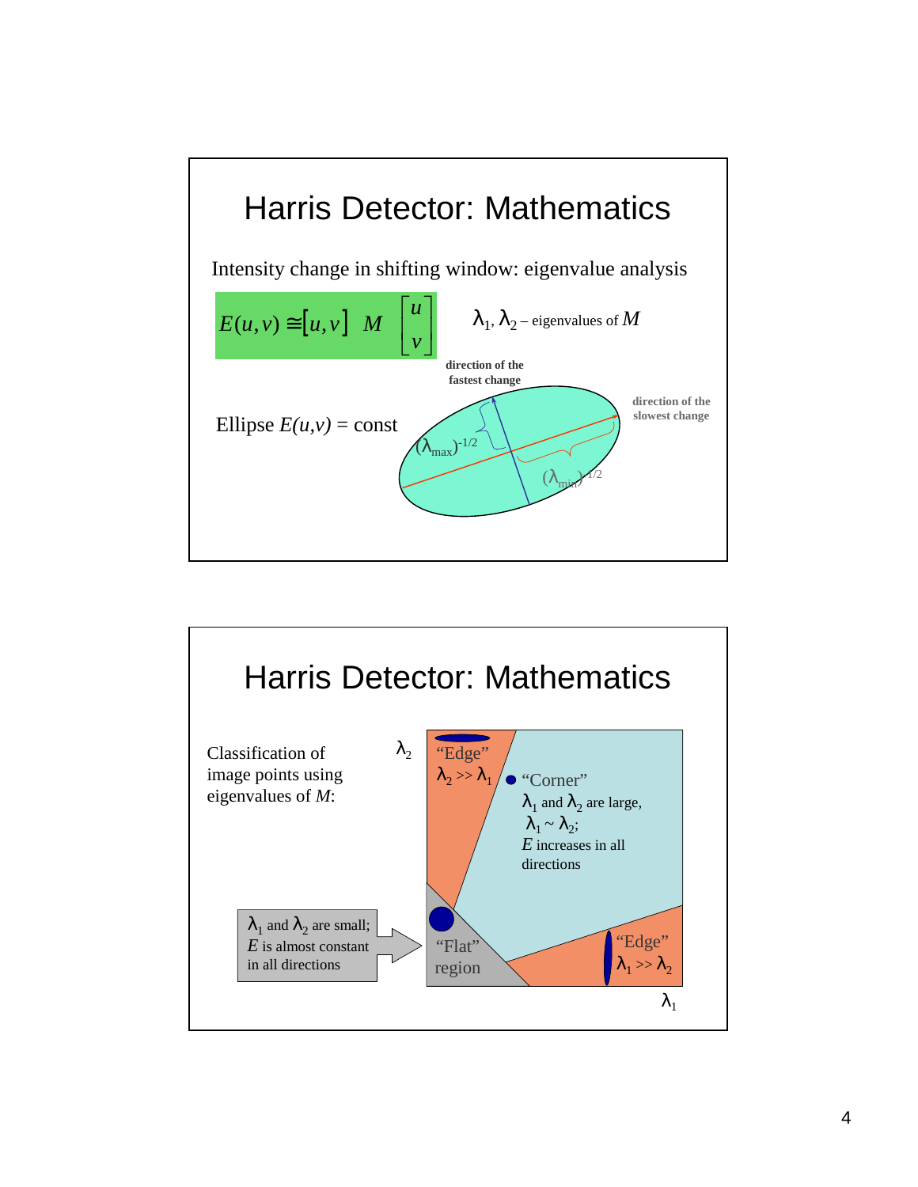# Harris Detector: Mathematics

Intensity change in shifting window: eigenvalue analysis

$$E(u,v) \cong [u,v] \; M \begin{bmatrix} u \\ v \end{bmatrix}$$

$\lambda_1, \lambda_2$ – eigenvalues of $M$

Ellipse $E(u,v)$ = const

direction of the fastest change

direction of the slowest change

$(\lambda_{max})^{-1/2}$

$(\lambda_{min})^{-1/2}$

# Harris Detector: Mathematics

Classification of image points using eigenvalues of $M$:

$\lambda_2$

"Edge"
$\lambda_2 >> \lambda_1$

"Corner"
$\lambda_1$ and $\lambda_2$ are large,
$\lambda_1 \sim \lambda_2$;
$E$ increases in all directions

$\lambda_1$ and $\lambda_2$ are small;
$E$ is almost constant in all directions

"Flat" region

"Edge"
$\lambda_1 >> \lambda_2$

$\lambda_1$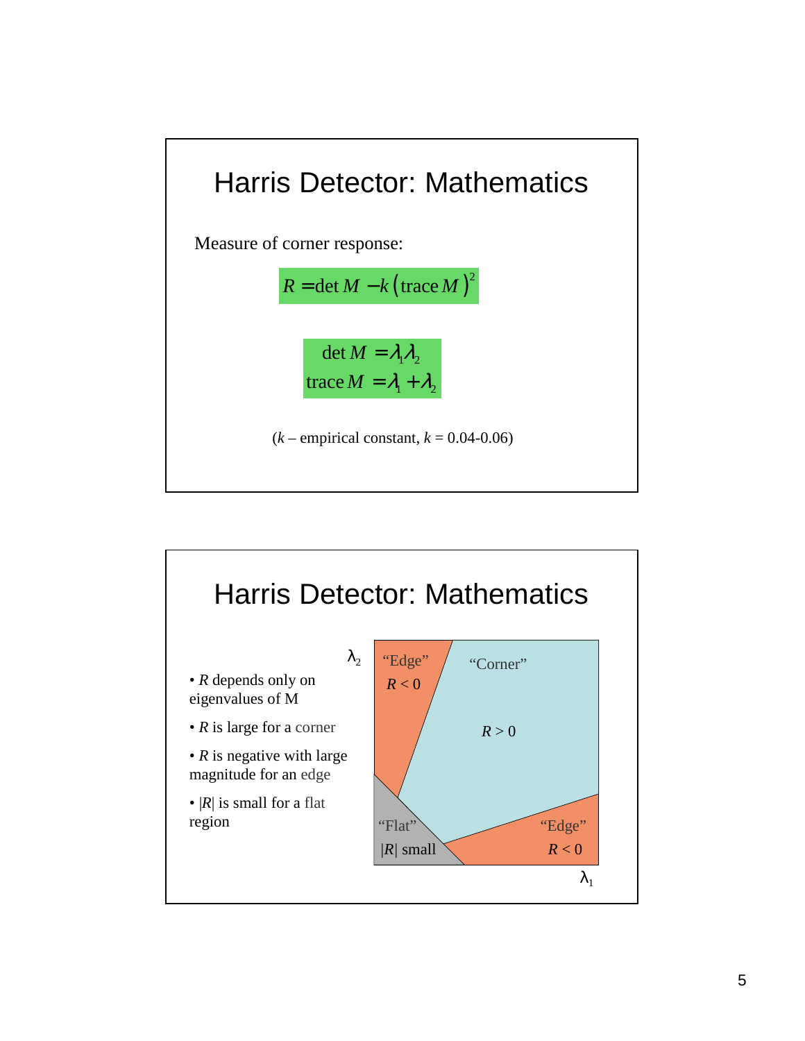# Harris Detector: Mathematics

Measure of corner response:

$$R = \det M - k\left(\operatorname{trace} M\right)^2$$

$$\det M = \lambda_1 \lambda_2$$
$$\operatorname{trace} M = \lambda_1 + \lambda_2$$

($k$ – empirical constant, $k$ = 0.04-0.06)

# Harris Detector: Mathematics

- $R$ depends only on eigenvalues of M
- $R$ is large for a corner
- $R$ is negative with large magnitude for an edge
- $|R|$ is small for a flat region

$\lambda_2$

"Edge" $R < 0$

"Corner" $R > 0$

"Flat" $|R|$ small

"Edge" $R < 0$

$\lambda_1$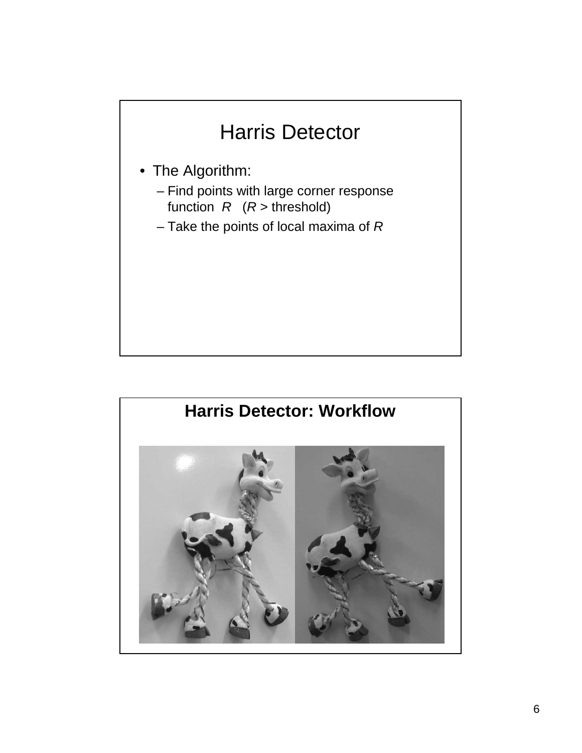# Harris Detector

- The Algorithm:
  - Find points with large corner response function $R$ ($R$ > threshold)
  - Take the points of local maxima of $R$

## Harris Detector: Workflow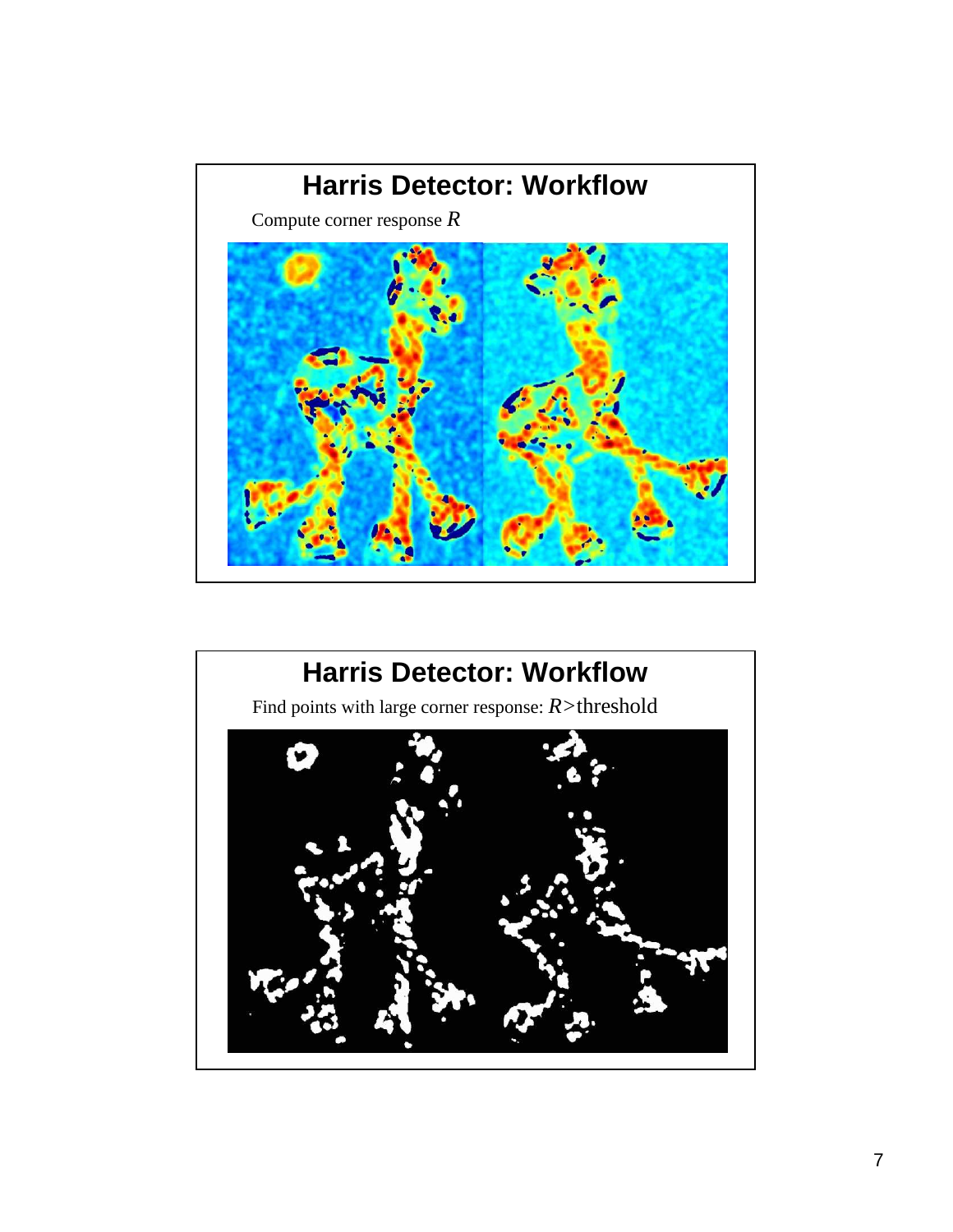## Harris Detector: Workflow

Compute corner response $R$

## Harris Detector: Workflow

Find points with large corner response: $R$>threshold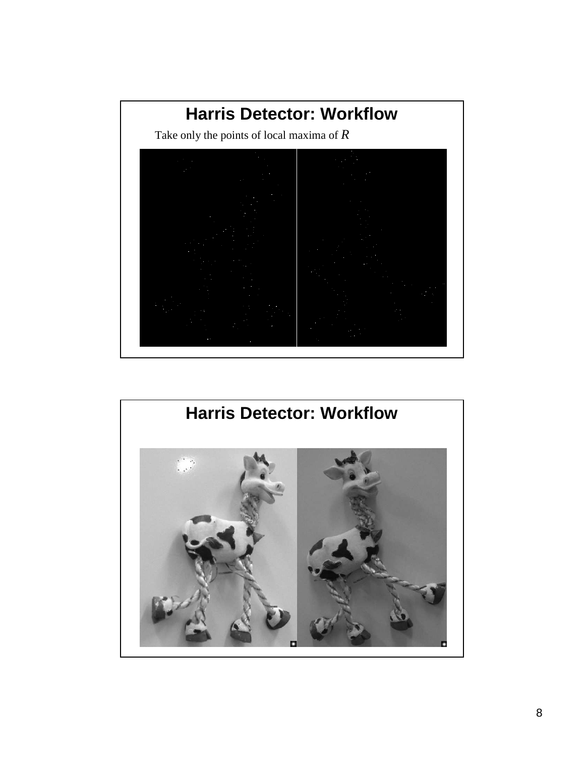## Harris Detector: Workflow

Take only the points of local maxima of $R$

## Harris Detector: Workflow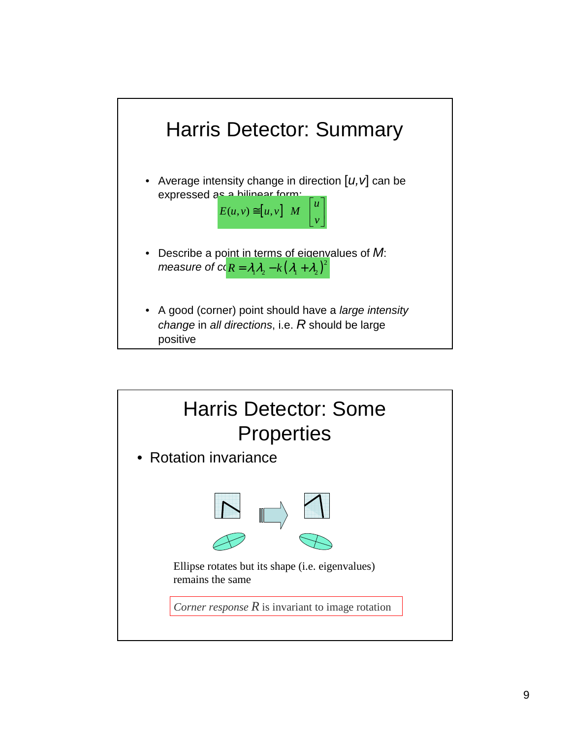# Harris Detector: Summary

- Average intensity change in direction $[u,v]$ can be expressed as a bilinear form:

$$E(u,v) \cong [u,v] \; M \begin{bmatrix} u \\ v \end{bmatrix}$$

- Describe a point in terms of eigenvalues of $M$: *measure of corner response*

$$R = \lambda_1 \lambda_2 - k(\lambda_1 + \lambda_2)^2$$

- A good (corner) point should have a *large intensity change* in *all directions*, i.e. $R$ should be large positive

# Harris Detector: Some Properties

- Rotation invariance

Ellipse rotates but its shape (i.e. eigenvalues) remains the same

*Corner response* $R$ is invariant to image rotation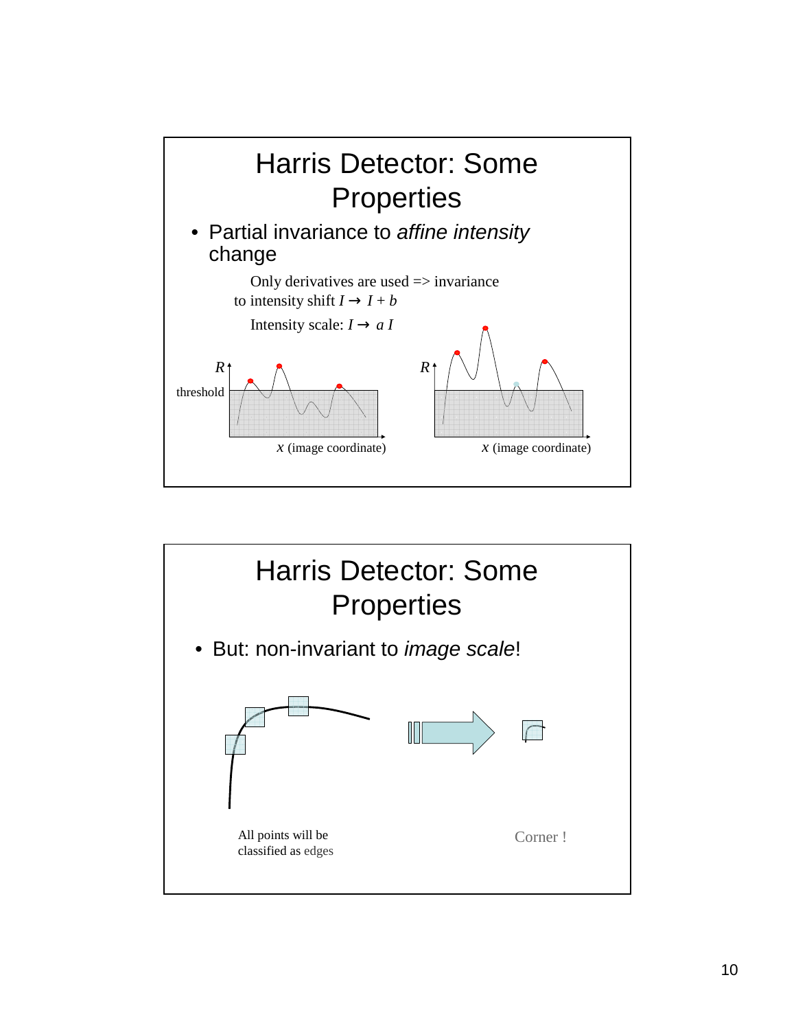# Harris Detector: Some Properties

- Partial invariance to *affine intensity* change

Only derivatives are used => invariance to intensity shift $I \rightarrow I + b$

Intensity scale: $I \rightarrow a\, I$

$R$

threshold

$x$ (image coordinate)

$R$

$x$ (image coordinate)

# Harris Detector: Some Properties

- But: non-invariant to *image scale*!

All points will be classified as edges

Corner !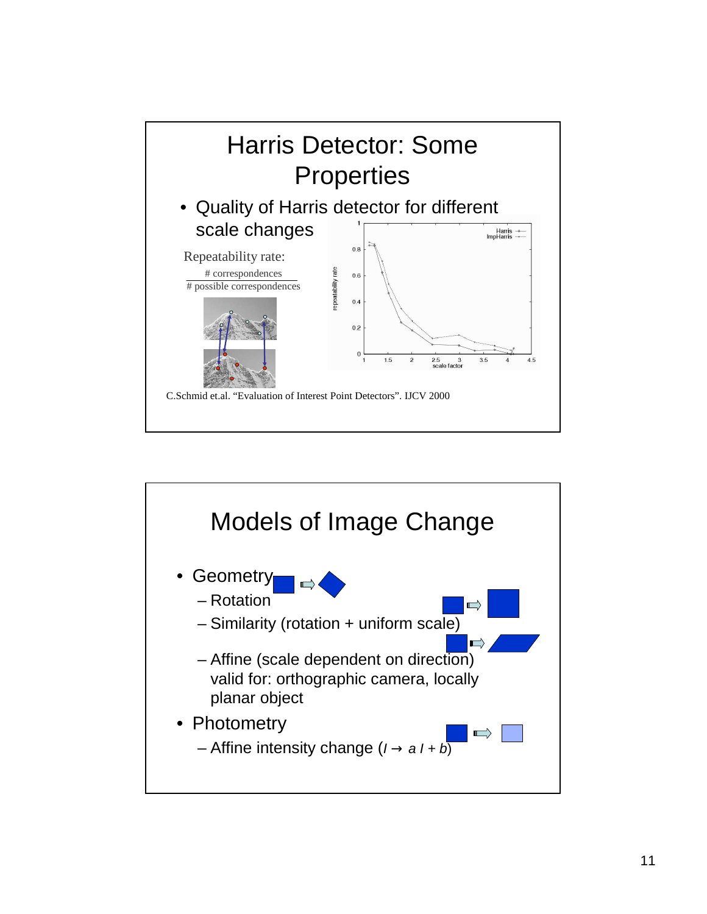# Harris Detector: Some Properties

- Quality of Harris detector for different scale changes

Repeatability rate:

$$\frac{\#\text{ correspondences}}{\#\text{ possible correspondences}}$$

C.Schmid et.al. "Evaluation of Interest Point Detectors". IJCV 2000

# Models of Image Change

- Geometry
  - Rotation
  - Similarity (rotation + uniform scale)
  - Affine (scale dependent on direction) valid for: orthographic camera, locally planar object
- Photometry
  - Affine intensity change ($I \rightarrow a\, I + b$)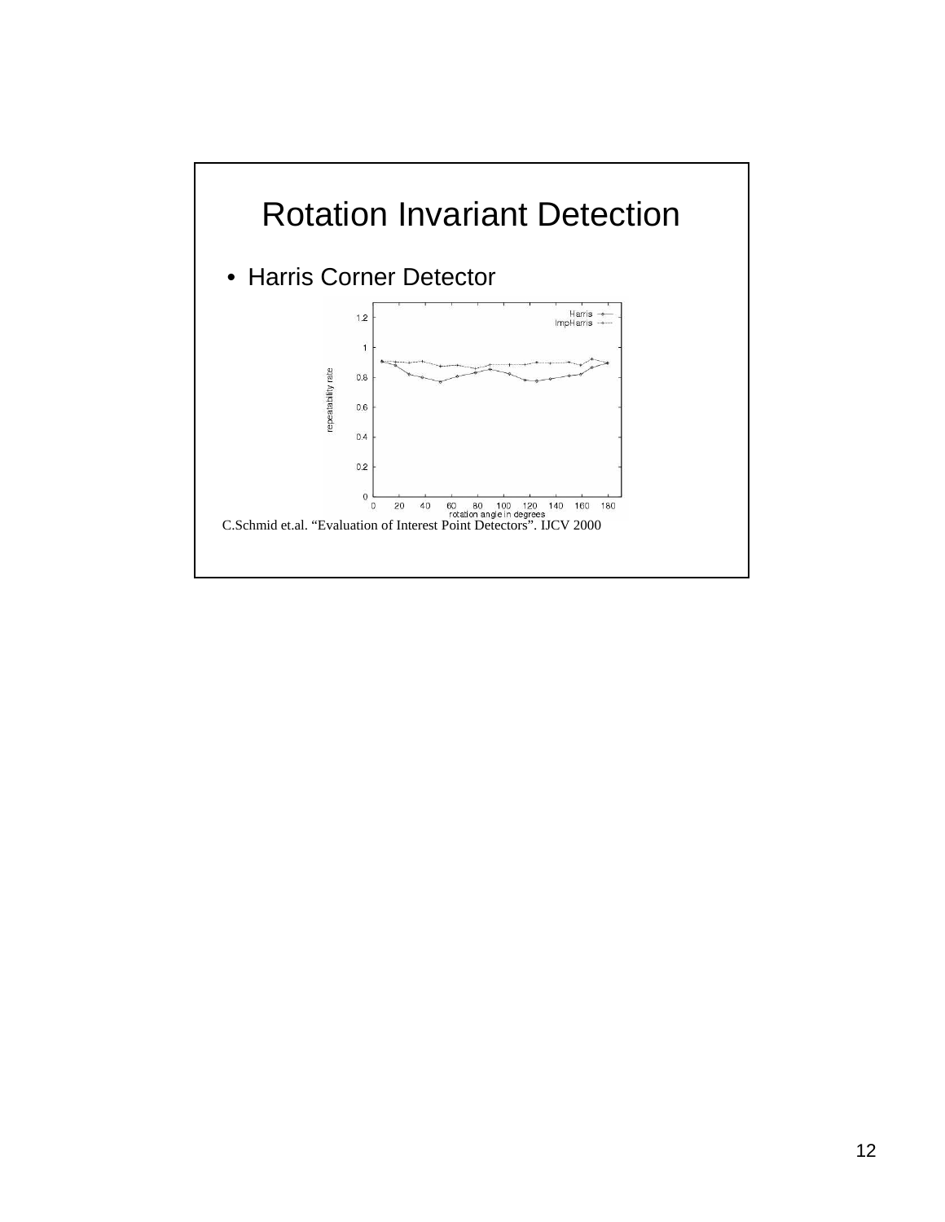# Rotation Invariant Detection

- Harris Corner Detector

Harris
ImpHarris

repeatability rate

1.2
1
0.8
0.6
0.4
0.2
0

0 20 40 60 80 100 120 140 160 180

rotation angle in degrees

C.Schmid et.al. "Evaluation of Interest Point Detectors". IJCV 2000